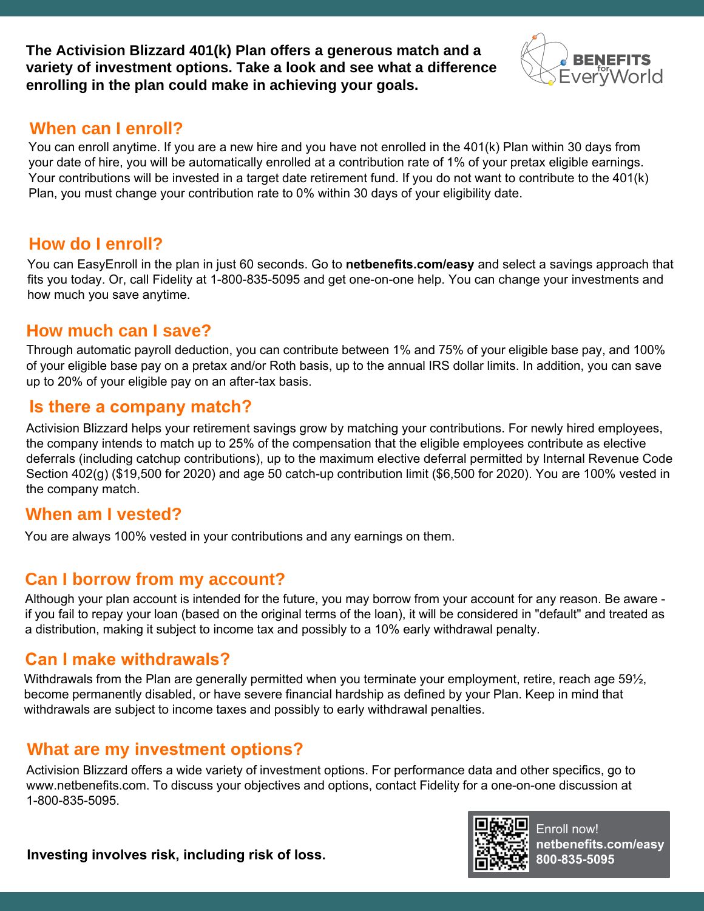**The Activision Blizzard 401(k) Plan offers a generous match and a variety of investment options. Take a look and see what a difference enrolling in the plan could make in achieving your goals.**

BENEFITS for EveryWorld

## When can I enroll?

You can enroll anytime. If you are a new hire and you have not enrolled in the 401(k) Plan within 30 days from your date of hire, you will be automatically enrolled at a contribution rate of 1% of your pretax eligible earnings. Your contributions will be invested in a target date retirement fund. If you do not want to contribute to the 401(k) Plan, you must change your contribution rate to 0% within 30 days of your eligibility date.

## How do I enroll?

You can EasyEnroll in the plan in just 60 seconds. Go to **netbenefits.com/easy** and select a savings approach that fits you today. Or, call Fidelity at 1-800-835-5095 and get one-on-one help. You can change your investments and how much you save anytime.

## How much can I save?

Through automatic payroll deduction, you can contribute between 1% and 75% of your eligible base pay, and 100% of your eligible base pay on a pretax and/or Roth basis, up to the annual IRS dollar limits. In addition, you can save up to 20% of your eligible pay on an after-tax basis.

## Is there a company match?

Activision Blizzard helps your retirement savings grow by matching your contributions. For newly hired employees, the company intends to match up to 25% of the compensation that the eligible employees contribute as elective deferrals (including catchup contributions), up to the maximum elective deferral permitted by Internal Revenue Code Section 402(g) ($19,500 for 2020) and age 50 catch-up contribution limit ($6,500 for 2020). You are 100% vested in the company match.

## When am I vested?

You are always 100% vested in your contributions and any earnings on them.

## Can I borrow from my account?

Although your plan account is intended for the future, you may borrow from your account for any reason. Be aware - if you fail to repay your loan (based on the original terms of the loan), it will be considered in "default" and treated as a distribution, making it subject to income tax and possibly to a 10% early withdrawal penalty.

## Can I make withdrawals?

Withdrawals from the Plan are generally permitted when you terminate your employment, retire, reach age 59½, become permanently disabled, or have severe financial hardship as defined by your Plan. Keep in mind that withdrawals are subject to income taxes and possibly to early withdrawal penalties.

## What are my investment options?

Activision Blizzard offers a wide variety of investment options. For performance data and other specifics, go to www.netbenefits.com. To discuss your objectives and options, contact Fidelity for a one-on-one discussion at 1-800-835-5095.

**Investing involves risk, including risk of loss.**

Enroll now!
**netbenefits.com/easy**
**800-835-5095**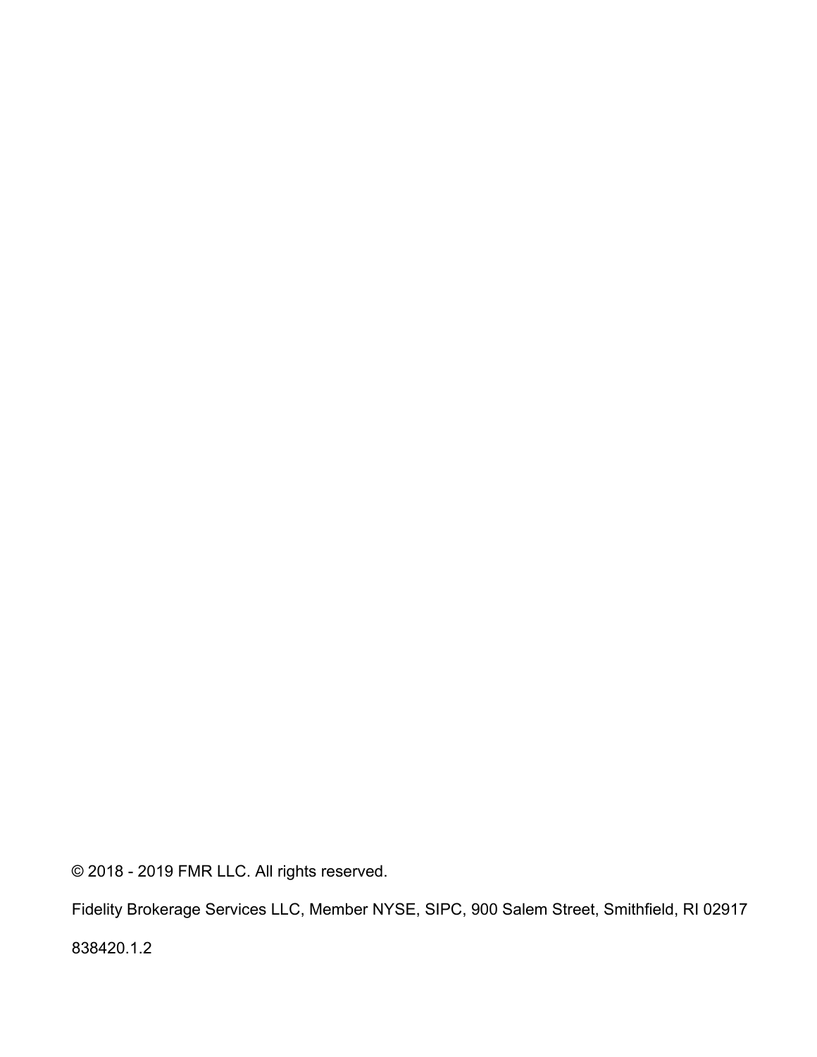© 2018 - 2019 FMR LLC. All rights reserved.

Fidelity Brokerage Services LLC, Member NYSE, SIPC, 900 Salem Street, Smithfield, RI 02917

838420.1.2